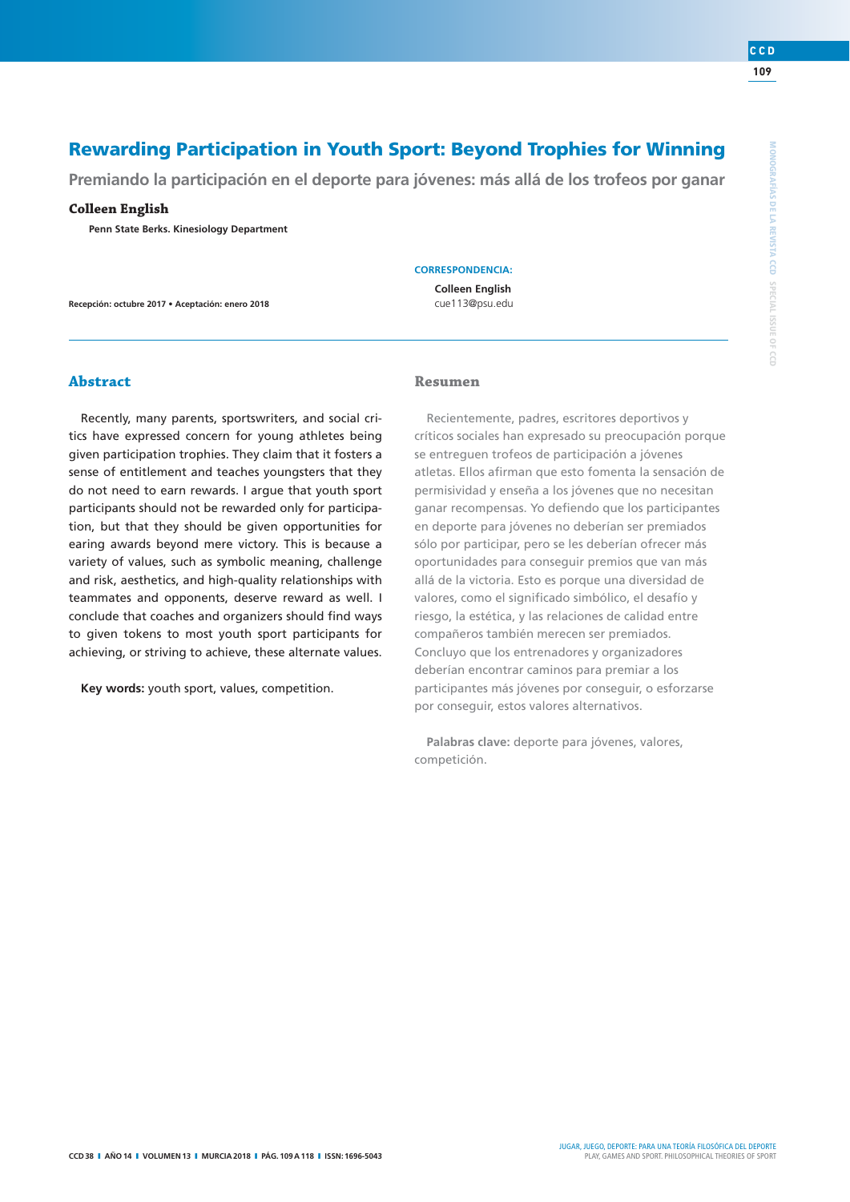# Rewarding Participation in Youth Sport: Beyond Trophies for Winning

## Premiando la participación en el deporte para jóvenes: más allá de los trofeos por ganar

**Colleen English**

**Penn State Berks. Kinesiology Department**

**CORRESPONDENCIA:**

**Colleen English**
cue113@psu.edu

**Recepción: octubre 2017 • Aceptación: enero 2018**

## Abstract

Recently, many parents, sportswriters, and social critics have expressed concern for young athletes being given participation trophies. They claim that it fosters a sense of entitlement and teaches youngsters that they do not need to earn rewards. I argue that youth sport participants should not be rewarded only for participation, but that they should be given opportunities for earing awards beyond mere victory. This is because a variety of values, such as symbolic meaning, challenge and risk, aesthetics, and high-quality relationships with teammates and opponents, deserve reward as well. I conclude that coaches and organizers should find ways to given tokens to most youth sport participants for achieving, or striving to achieve, these alternate values.

**Key words:** youth sport, values, competition.

## Resumen

Recientemente, padres, escritores deportivos y críticos sociales han expresado su preocupación porque se entreguen trofeos de participación a jóvenes atletas. Ellos afirman que esto fomenta la sensación de permisividad y enseña a los jóvenes que no necesitan ganar recompensas. Yo defiendo que los participantes en deporte para jóvenes no deberían ser premiados sólo por participar, pero se les deberían ofrecer más oportunidades para conseguir premios que van más allá de la victoria. Esto es porque una diversidad de valores, como el significado simbólico, el desafío y riesgo, la estética, y las relaciones de calidad entre compañeros también merecen ser premiados. Concluyo que los entrenadores y organizadores deberían encontrar caminos para premiar a los participantes más jóvenes por conseguir, o esforzarse por conseguir, estos valores alternativos.

**Palabras clave:** deporte para jóvenes, valores, competición.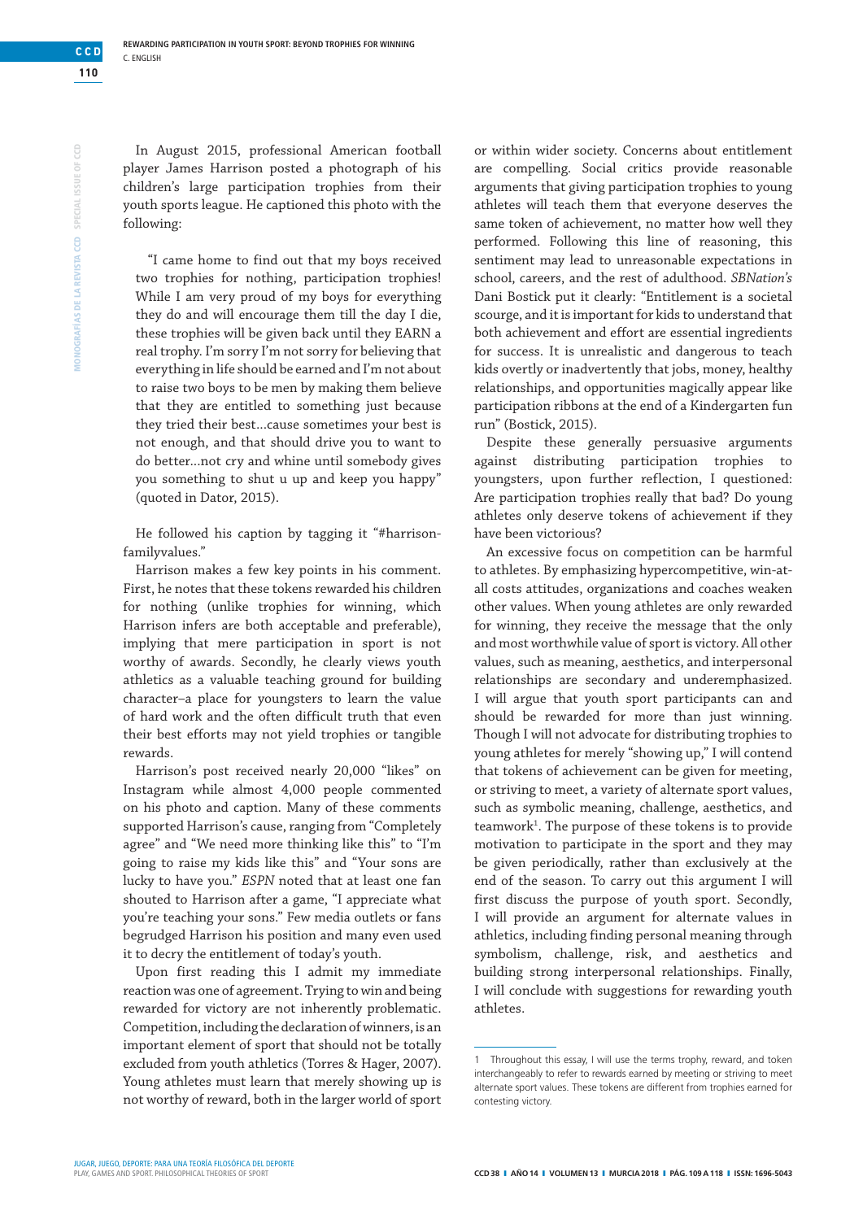In August 2015, professional American football player James Harrison posted a photograph of his children's large participation trophies from their youth sports league. He captioned this photo with the following:

> "I came home to find out that my boys received two trophies for nothing, participation trophies! While I am very proud of my boys for everything they do and will encourage them till the day I die, these trophies will be given back until they EARN a real trophy. I'm sorry I'm not sorry for believing that everything in life should be earned and I'm not about to raise two boys to be men by making them believe that they are entitled to something just because they tried their best...cause sometimes your best is not enough, and that should drive you to want to do better...not cry and whine until somebody gives you something to shut u up and keep you happy" (quoted in Dator, 2015).

He followed his caption by tagging it "#harrisonfamilyvalues."

Harrison makes a few key points in his comment. First, he notes that these tokens rewarded his children for nothing (unlike trophies for winning, which Harrison infers are both acceptable and preferable), implying that mere participation in sport is not worthy of awards. Secondly, he clearly views youth athletics as a valuable teaching ground for building character–a place for youngsters to learn the value of hard work and the often difficult truth that even their best efforts may not yield trophies or tangible rewards.

Harrison's post received nearly 20,000 "likes" on Instagram while almost 4,000 people commented on his photo and caption. Many of these comments supported Harrison's cause, ranging from "Completely agree" and "We need more thinking like this" to "I'm going to raise my kids like this" and "Your sons are lucky to have you." *ESPN* noted that at least one fan shouted to Harrison after a game, "I appreciate what you're teaching your sons." Few media outlets or fans begrudged Harrison his position and many even used it to decry the entitlement of today's youth.

Upon first reading this I admit my immediate reaction was one of agreement. Trying to win and being rewarded for victory are not inherently problematic. Competition, including the declaration of winners, is an important element of sport that should not be totally excluded from youth athletics (Torres & Hager, 2007). Young athletes must learn that merely showing up is not worthy of reward, both in the larger world of sport or within wider society. Concerns about entitlement are compelling. Social critics provide reasonable arguments that giving participation trophies to young athletes will teach them that everyone deserves the same token of achievement, no matter how well they performed. Following this line of reasoning, this sentiment may lead to unreasonable expectations in school, careers, and the rest of adulthood. *SBNation's* Dani Bostick put it clearly: "Entitlement is a societal scourge, and it is important for kids to understand that both achievement and effort are essential ingredients for success. It is unrealistic and dangerous to teach kids overtly or inadvertently that jobs, money, healthy relationships, and opportunities magically appear like participation ribbons at the end of a Kindergarten fun run" (Bostick, 2015).

Despite these generally persuasive arguments against distributing participation trophies to youngsters, upon further reflection, I questioned: Are participation trophies really that bad? Do young athletes only deserve tokens of achievement if they have been victorious?

An excessive focus on competition can be harmful to athletes. By emphasizing hypercompetitive, win-at-all costs attitudes, organizations and coaches weaken other values. When young athletes are only rewarded for winning, they receive the message that the only and most worthwhile value of sport is victory. All other values, such as meaning, aesthetics, and interpersonal relationships are secondary and underemphasized. I will argue that youth sport participants can and should be rewarded for more than just winning. Though I will not advocate for distributing trophies to young athletes for merely "showing up," I will contend that tokens of achievement can be given for meeting, or striving to meet, a variety of alternate sport values, such as symbolic meaning, challenge, aesthetics, and teamwork[1]. The purpose of these tokens is to provide motivation to participate in the sport and they may be given periodically, rather than exclusively at the end of the season. To carry out this argument I will first discuss the purpose of youth sport. Secondly, I will provide an argument for alternate values in athletics, including finding personal meaning through symbolism, challenge, risk, and aesthetics and building strong interpersonal relationships. Finally, I will conclude with suggestions for rewarding youth athletes.

---

1 Throughout this essay, I will use the terms trophy, reward, and token interchangeably to refer to rewards earned by meeting or striving to meet alternate sport values. These tokens are different from trophies earned for contesting victory.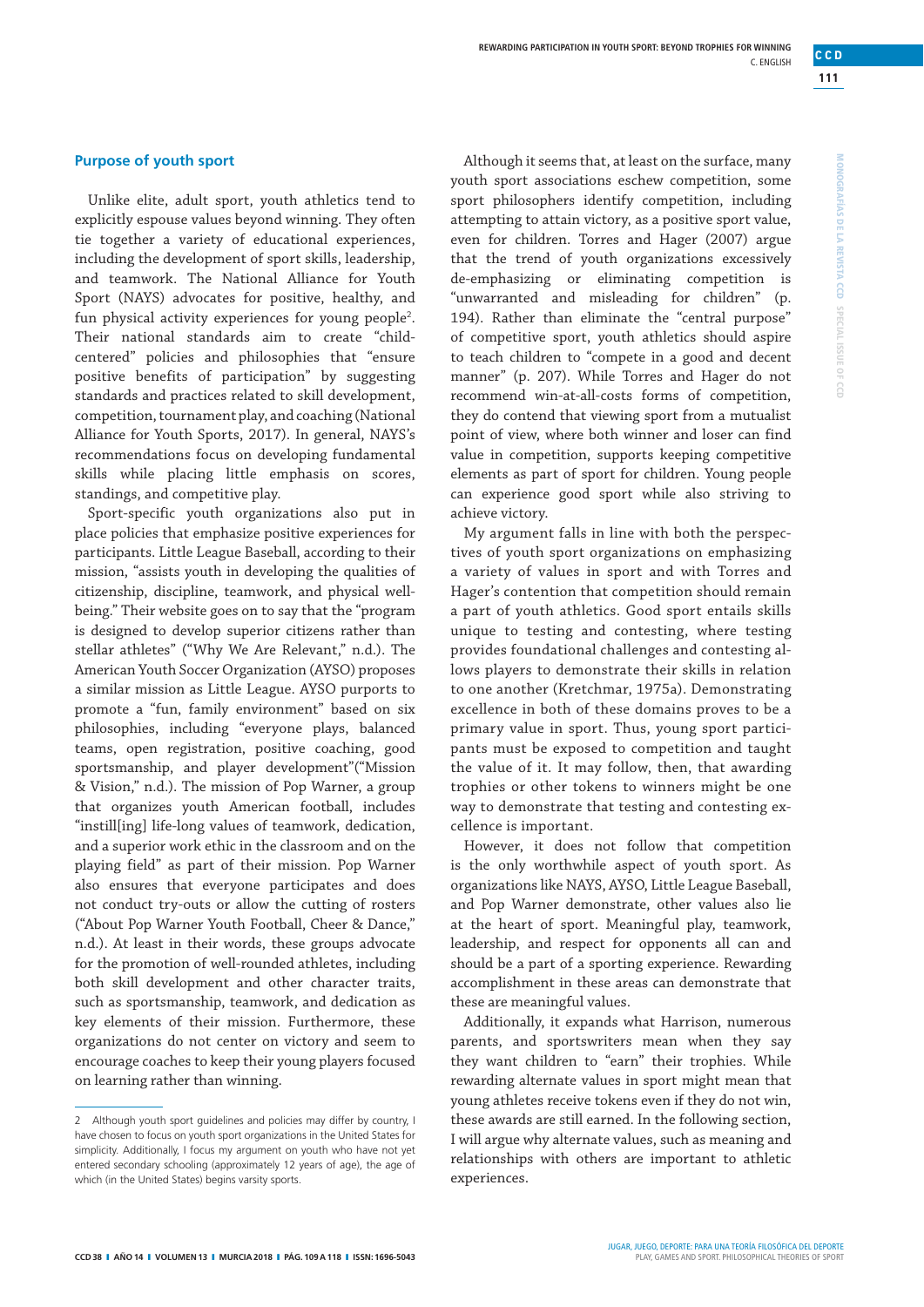## Purpose of youth sport

Unlike elite, adult sport, youth athletics tend to explicitly espouse values beyond winning. They often tie together a variety of educational experiences, including the development of sport skills, leadership, and teamwork. The National Alliance for Youth Sport (NAYS) advocates for positive, healthy, and fun physical activity experiences for young people[2]. Their national standards aim to create "child-centered" policies and philosophies that "ensure positive benefits of participation" by suggesting standards and practices related to skill development, competition, tournament play, and coaching (National Alliance for Youth Sports, 2017). In general, NAYS's recommendations focus on developing fundamental skills while placing little emphasis on scores, standings, and competitive play.

Sport-specific youth organizations also put in place policies that emphasize positive experiences for participants. Little League Baseball, according to their mission, "assists youth in developing the qualities of citizenship, discipline, teamwork, and physical well-being." Their website goes on to say that the "program is designed to develop superior citizens rather than stellar athletes" ("Why We Are Relevant," n.d.). The American Youth Soccer Organization (AYSO) proposes a similar mission as Little League. AYSO purports to promote a "fun, family environment" based on six philosophies, including "everyone plays, balanced teams, open registration, positive coaching, good sportsmanship, and player development" ("Mission & Vision," n.d.). The mission of Pop Warner, a group that organizes youth American football, includes "instill[ing] life-long values of teamwork, dedication, and a superior work ethic in the classroom and on the playing field" as part of their mission. Pop Warner also ensures that everyone participates and does not conduct try-outs or allow the cutting of rosters ("About Pop Warner Youth Football, Cheer & Dance," n.d.). At least in their words, these groups advocate for the promotion of well-rounded athletes, including both skill development and other character traits, such as sportsmanship, teamwork, and dedication as key elements of their mission. Furthermore, these organizations do not center on victory and seem to encourage coaches to keep their young players focused on learning rather than winning.

Although it seems that, at least on the surface, many youth sport associations eschew competition, some sport philosophers identify competition, including attempting to attain victory, as a positive sport value, even for children. Torres and Hager (2007) argue that the trend of youth organizations excessively de-emphasizing or eliminating competition is "unwarranted and misleading for children" (p. 194). Rather than eliminate the "central purpose" of competitive sport, youth athletics should aspire to teach children to "compete in a good and decent manner" (p. 207). While Torres and Hager do not recommend win-at-all-costs forms of competition, they do contend that viewing sport from a mutualist point of view, where both winner and loser can find value in competition, supports keeping competitive elements as part of sport for children. Young people can experience good sport while also striving to achieve victory.

My argument falls in line with both the perspectives of youth sport organizations on emphasizing a variety of values in sport and with Torres and Hager's contention that competition should remain a part of youth athletics. Good sport entails skills unique to testing and contesting, where testing provides foundational challenges and contesting allows players to demonstrate their skills in relation to one another (Kretchmar, 1975a). Demonstrating excellence in both of these domains proves to be a primary value in sport. Thus, young sport participants must be exposed to competition and taught the value of it. It may follow, then, that awarding trophies or other tokens to winners might be one way to demonstrate that testing and contesting excellence is important.

However, it does not follow that competition is the only worthwhile aspect of youth sport. As organizations like NAYS, AYSO, Little League Baseball, and Pop Warner demonstrate, other values also lie at the heart of sport. Meaningful play, teamwork, leadership, and respect for opponents all can and should be a part of a sporting experience. Rewarding accomplishment in these areas can demonstrate that these are meaningful values.

Additionally, it expands what Harrison, numerous parents, and sportswriters mean when they say they want children to "earn" their trophies. While rewarding alternate values in sport might mean that young athletes receive tokens even if they do not win, these awards are still earned. In the following section, I will argue why alternate values, such as meaning and relationships with others are important to athletic experiences.

---

2 Although youth sport guidelines and policies may differ by country, I have chosen to focus on youth sport organizations in the United States for simplicity. Additionally, I focus my argument on youth who have not yet entered secondary schooling (approximately 12 years of age), the age of which (in the United States) begins varsity sports.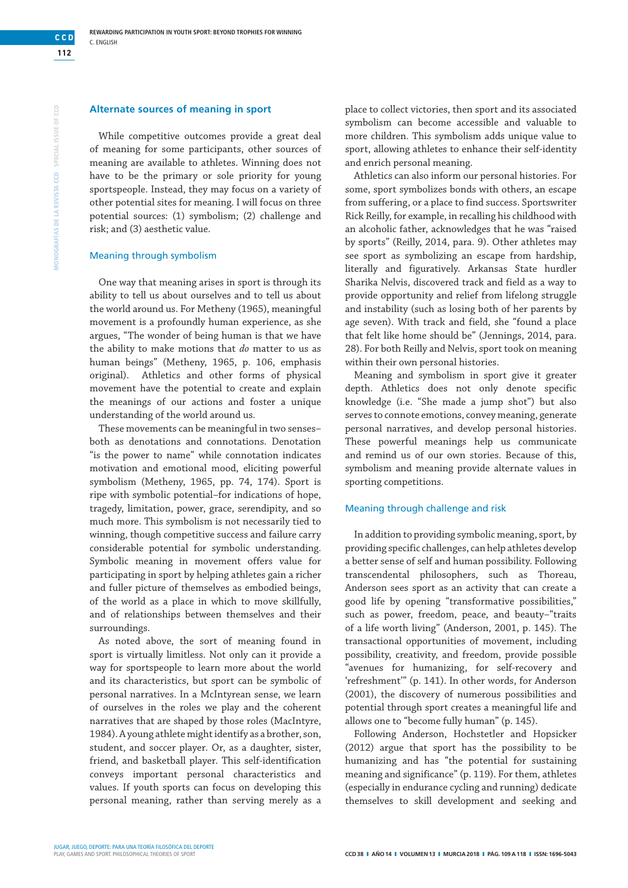## Alternate sources of meaning in sport

While competitive outcomes provide a great deal of meaning for some participants, other sources of meaning are available to athletes. Winning does not have to be the primary or sole priority for young sportspeople. Instead, they may focus on a variety of other potential sources of meaning. I will focus on three potential sources: (1) symbolism; (2) challenge and risk; and (3) aesthetic value.

### Meaning through symbolism

One way that meaning arises in sport is through its ability to tell us about ourselves and to tell us about the world around us. For Metheny (1965), meaningful movement is a profoundly human experience, as she argues, "The wonder of being human is that we have the ability to make motions that *do* matter to us as human beings" (Metheny, 1965, p. 106, emphasis original). Athletics and other forms of physical movement have the potential to create and explain the meanings of our actions and foster a unique understanding of the world around us.

These movements can be meaningful in two senses–both as denotations and connotations. Denotation "is the power to name" while connotation indicates motivation and emotional mood, eliciting powerful symbolism (Metheny, 1965, pp. 74, 174). Sport is ripe with symbolic potential–for indications of hope, tragedy, limitation, power, grace, serendipity, and so much more. This symbolism is not necessarily tied to winning, though competitive success and failure carry considerable potential for symbolic understanding. Symbolic meaning in movement offers value for participating in sport by helping athletes gain a richer and fuller picture of themselves as embodied beings, of the world as a place in which to move skillfully, and of relationships between themselves and their surroundings.

As noted above, the sort of meaning found in sport is virtually limitless. Not only can it provide a way for sportspeople to learn more about the world and its characteristics, but sport can be symbolic of personal narratives. In a McIntyrean sense, we learn of ourselves in the roles we play and the coherent narratives that are shaped by those roles (MacIntyre, 1984). A young athlete might identify as a brother, son, student, and soccer player. Or, as a daughter, sister, friend, and basketball player. This self-identification conveys important personal characteristics and values. If youth sports can focus on developing this personal meaning, rather than serving merely as a place to collect victories, then sport and its associated symbolism can become accessible and valuable to more children. This symbolism adds unique value to sport, allowing athletes to enhance their self-identity and enrich personal meaning.

Athletics can also inform our personal histories. For some, sport symbolizes bonds with others, an escape from suffering, or a place to find success. Sportswriter Rick Reilly, for example, in recalling his childhood with an alcoholic father, acknowledges that he was "raised by sports" (Reilly, 2014, para. 9). Other athletes may see sport as symbolizing an escape from hardship, literally and figuratively. Arkansas State hurdler Sharika Nelvis, discovered track and field as a way to provide opportunity and relief from lifelong struggle and instability (such as losing both of her parents by age seven). With track and field, she "found a place that felt like home should be" (Jennings, 2014, para. 28). For both Reilly and Nelvis, sport took on meaning within their own personal histories.

Meaning and symbolism in sport give it greater depth. Athletics does not only denote specific knowledge (i.e. "She made a jump shot") but also serves to connote emotions, convey meaning, generate personal narratives, and develop personal histories. These powerful meanings help us communicate and remind us of our own stories. Because of this, symbolism and meaning provide alternate values in sporting competitions.

### Meaning through challenge and risk

In addition to providing symbolic meaning, sport, by providing specific challenges, can help athletes develop a better sense of self and human possibility. Following transcendental philosophers, such as Thoreau, Anderson sees sport as an activity that can create a good life by opening "transformative possibilities," such as power, freedom, peace, and beauty–"traits of a life worth living" (Anderson, 2001, p. 145). The transactional opportunities of movement, including possibility, creativity, and freedom, provide possible "avenues for humanizing, for self-recovery and 'refreshment'" (p. 141). In other words, for Anderson (2001), the discovery of numerous possibilities and potential through sport creates a meaningful life and allows one to "become fully human" (p. 145).

Following Anderson, Hochstetler and Hopsicker (2012) argue that sport has the possibility to be humanizing and has "the potential for sustaining meaning and significance" (p. 119). For them, athletes (especially in endurance cycling and running) dedicate themselves to skill development and seeking and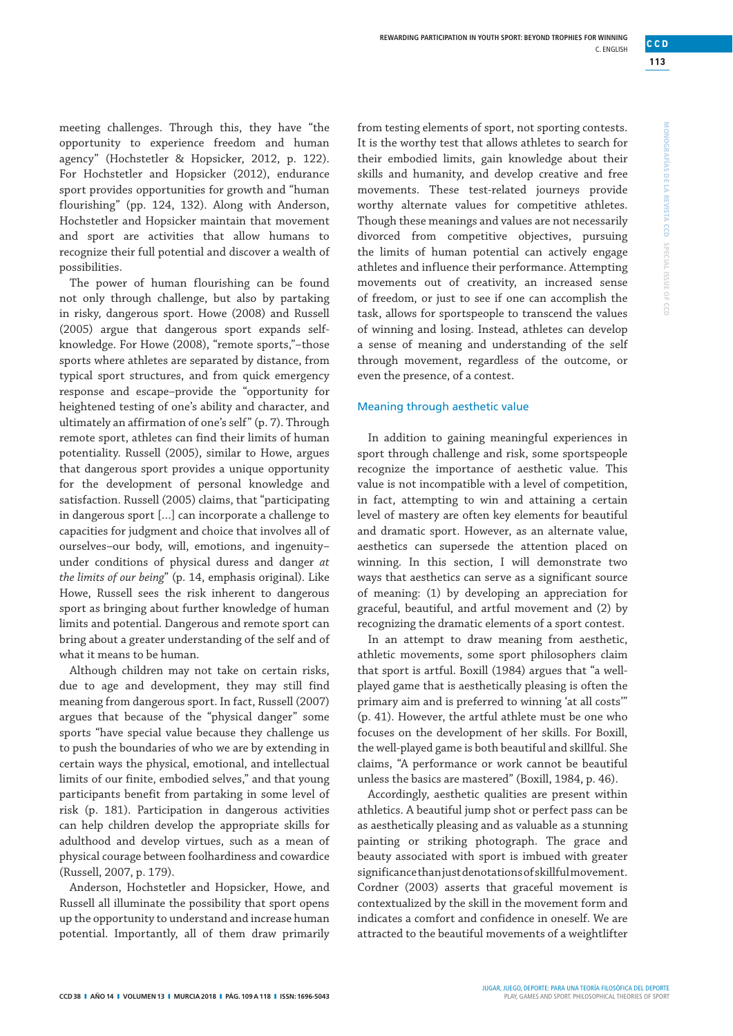meeting challenges. Through this, they have "the opportunity to experience freedom and human agency" (Hochstetler & Hopsicker, 2012, p. 122). For Hochstetler and Hopsicker (2012), endurance sport provides opportunities for growth and "human flourishing" (pp. 124, 132). Along with Anderson, Hochstetler and Hopsicker maintain that movement and sport are activities that allow humans to recognize their full potential and discover a wealth of possibilities.

The power of human flourishing can be found not only through challenge, but also by partaking in risky, dangerous sport. Howe (2008) and Russell (2005) argue that dangerous sport expands self-knowledge. For Howe (2008), "remote sports,"–those sports where athletes are separated by distance, from typical sport structures, and from quick emergency response and escape–provide the "opportunity for heightened testing of one's ability and character, and ultimately an affirmation of one's self" (p. 7). Through remote sport, athletes can find their limits of human potentiality. Russell (2005), similar to Howe, argues that dangerous sport provides a unique opportunity for the development of personal knowledge and satisfaction. Russell (2005) claims, that "participating in dangerous sport [...] can incorporate a challenge to capacities for judgment and choice that involves all of ourselves–our body, will, emotions, and ingenuity–under conditions of physical duress and danger *at the limits of our being*" (p. 14, emphasis original). Like Howe, Russell sees the risk inherent to dangerous sport as bringing about further knowledge of human limits and potential. Dangerous and remote sport can bring about a greater understanding of the self and of what it means to be human.

Although children may not take on certain risks, due to age and development, they may still find meaning from dangerous sport. In fact, Russell (2007) argues that because of the "physical danger" some sports "have special value because they challenge us to push the boundaries of who we are by extending in certain ways the physical, emotional, and intellectual limits of our finite, embodied selves," and that young participants benefit from partaking in some level of risk (p. 181). Participation in dangerous activities can help children develop the appropriate skills for adulthood and develop virtues, such as a mean of physical courage between foolhardiness and cowardice (Russell, 2007, p. 179).

Anderson, Hochstetler and Hopsicker, Howe, and Russell all illuminate the possibility that sport opens up the opportunity to understand and increase human potential. Importantly, all of them draw primarily from testing elements of sport, not sporting contests. It is the worthy test that allows athletes to search for their embodied limits, gain knowledge about their skills and humanity, and develop creative and free movements. These test-related journeys provide worthy alternate values for competitive athletes. Though these meanings and values are not necessarily divorced from competitive objectives, pursuing the limits of human potential can actively engage athletes and influence their performance. Attempting movements out of creativity, an increased sense of freedom, or just to see if one can accomplish the task, allows for sportspeople to transcend the values of winning and losing. Instead, athletes can develop a sense of meaning and understanding of the self through movement, regardless of the outcome, or even the presence, of a contest.

### Meaning through aesthetic value

In addition to gaining meaningful experiences in sport through challenge and risk, some sportspeople recognize the importance of aesthetic value. This value is not incompatible with a level of competition, in fact, attempting to win and attaining a certain level of mastery are often key elements for beautiful and dramatic sport. However, as an alternate value, aesthetics can supersede the attention placed on winning. In this section, I will demonstrate two ways that aesthetics can serve as a significant source of meaning: (1) by developing an appreciation for graceful, beautiful, and artful movement and (2) by recognizing the dramatic elements of a sport contest.

In an attempt to draw meaning from aesthetic, athletic movements, some sport philosophers claim that sport is artful. Boxill (1984) argues that "a well-played game that is aesthetically pleasing is often the primary aim and is preferred to winning 'at all costs'" (p. 41). However, the artful athlete must be one who focuses on the development of her skills. For Boxill, the well-played game is both beautiful and skillful. She claims, "A performance or work cannot be beautiful unless the basics are mastered" (Boxill, 1984, p. 46).

Accordingly, aesthetic qualities are present within athletics. A beautiful jump shot or perfect pass can be as aesthetically pleasing and as valuable as a stunning painting or striking photograph. The grace and beauty associated with sport is imbued with greater significance than just denotations of skillful movement. Cordner (2003) asserts that graceful movement is contextualized by the skill in the movement form and indicates a comfort and confidence in oneself. We are attracted to the beautiful movements of a weightlifter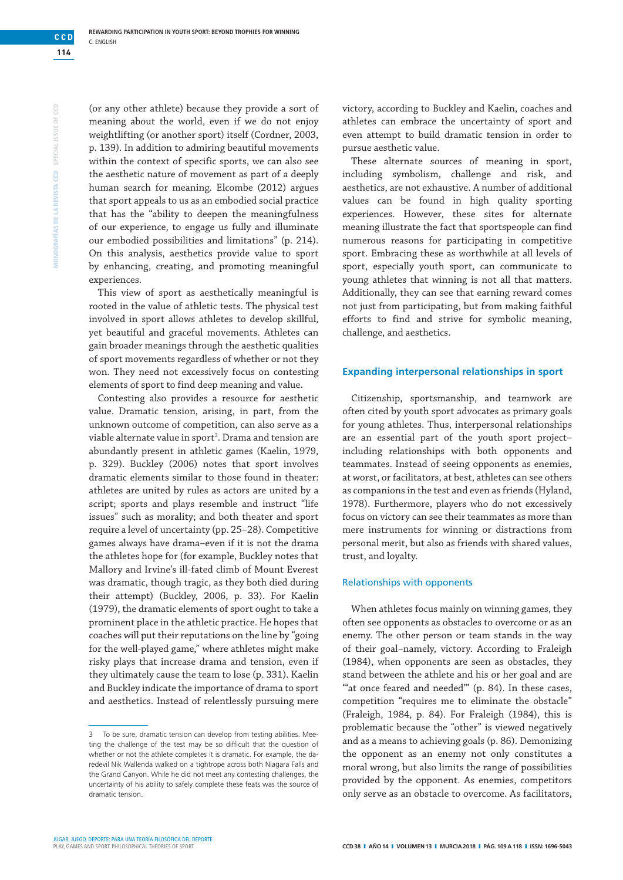(or any other athlete) because they provide a sort of meaning about the world, even if we do not enjoy weightlifting (or another sport) itself (Cordner, 2003, p. 139). In addition to admiring beautiful movements within the context of specific sports, we can also see the aesthetic nature of movement as part of a deeply human search for meaning. Elcombe (2012) argues that sport appeals to us as an embodied social practice that has the "ability to deepen the meaningfulness of our experience, to engage us fully and illuminate our embodied possibilities and limitations" (p. 214). On this analysis, aesthetics provide value to sport by enhancing, creating, and promoting meaningful experiences.

This view of sport as aesthetically meaningful is rooted in the value of athletic tests. The physical test involved in sport allows athletes to develop skillful, yet beautiful and graceful movements. Athletes can gain broader meanings through the aesthetic qualities of sport movements regardless of whether or not they won. They need not excessively focus on contesting elements of sport to find deep meaning and value.

Contesting also provides a resource for aesthetic value. Dramatic tension, arising, in part, from the unknown outcome of competition, can also serve as a viable alternate value in sport[3]. Drama and tension are abundantly present in athletic games (Kaelin, 1979, p. 329). Buckley (2006) notes that sport involves dramatic elements similar to those found in theater: athletes are united by rules as actors are united by a script; sports and plays resemble and instruct "life issues" such as morality; and both theater and sport require a level of uncertainty (pp. 25–28). Competitive games always have drama–even if it is not the drama the athletes hope for (for example, Buckley notes that Mallory and Irvine's ill-fated climb of Mount Everest was dramatic, though tragic, as they both died during their attempt) (Buckley, 2006, p. 33). For Kaelin (1979), the dramatic elements of sport ought to take a prominent place in the athletic practice. He hopes that coaches will put their reputations on the line by "going for the well-played game," where athletes might make risky plays that increase drama and tension, even if they ultimately cause the team to lose (p. 331). Kaelin and Buckley indicate the importance of drama to sport and aesthetics. Instead of relentlessly pursuing mere victory, according to Buckley and Kaelin, coaches and athletes can embrace the uncertainty of sport and even attempt to build dramatic tension in order to pursue aesthetic value.

These alternate sources of meaning in sport, including symbolism, challenge and risk, and aesthetics, are not exhaustive. A number of additional values can be found in high quality sporting experiences. However, these sites for alternate meaning illustrate the fact that sportspeople can find numerous reasons for participating in competitive sport. Embracing these as worthwhile at all levels of sport, especially youth sport, can communicate to young athletes that winning is not all that matters. Additionally, they can see that earning reward comes not just from participating, but from making faithful efforts to find and strive for symbolic meaning, challenge, and aesthetics.

## Expanding interpersonal relationships in sport

Citizenship, sportsmanship, and teamwork are often cited by youth sport advocates as primary goals for young athletes. Thus, interpersonal relationships are an essential part of the youth sport project–including relationships with both opponents and teammates. Instead of seeing opponents as enemies, at worst, or facilitators, at best, athletes can see others as companions in the test and even as friends (Hyland, 1978). Furthermore, players who do not excessively focus on victory can see their teammates as more than mere instruments for winning or distractions from personal merit, but also as friends with shared values, trust, and loyalty.

### Relationships with opponents

When athletes focus mainly on winning games, they often see opponents as obstacles to overcome or as an enemy. The other person or team stands in the way of their goal–namely, victory. According to Fraleigh (1984), when opponents are seen as obstacles, they stand between the athlete and his or her goal and are "'at once feared and needed'" (p. 84). In these cases, competition "requires me to eliminate the obstacle" (Fraleigh, 1984, p. 84). For Fraleigh (1984), this is problematic because the "other" is viewed negatively and as a means to achieving goals (p. 86). Demonizing the opponent as an enemy not only constitutes a moral wrong, but also limits the range of possibilities provided by the opponent. As enemies, competitors only serve as an obstacle to overcome. As facilitators,

---

[3] To be sure, dramatic tension can develop from testing abilities. Meeting the challenge of the test may be so difficult that the question of whether or not the athlete completes it is dramatic. For example, the daredevil Nik Wallenda walked on a tightrope across both Niagara Falls and the Grand Canyon. While he did not meet any contesting challenges, the uncertainty of his ability to safely complete these feats was the source of dramatic tension.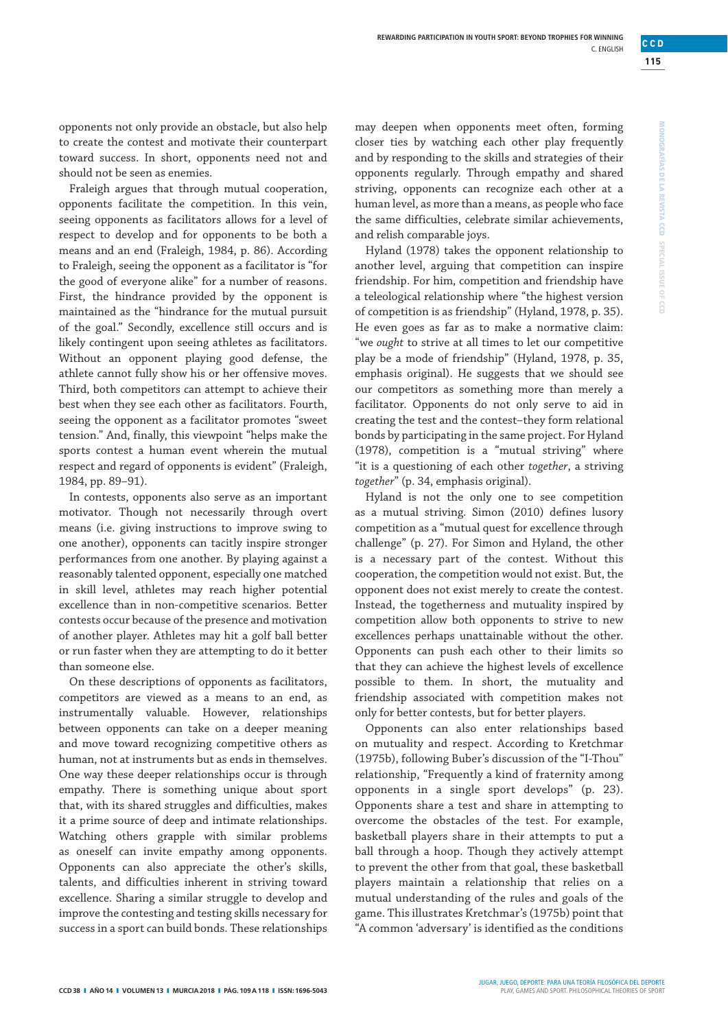opponents not only provide an obstacle, but also help to create the contest and motivate their counterpart toward success. In short, opponents need not and should not be seen as enemies.

Fraleigh argues that through mutual cooperation, opponents facilitate the competition. In this vein, seeing opponents as facilitators allows for a level of respect to develop and for opponents to be both a means and an end (Fraleigh, 1984, p. 86). According to Fraleigh, seeing the opponent as a facilitator is "for the good of everyone alike" for a number of reasons. First, the hindrance provided by the opponent is maintained as the "hindrance for the mutual pursuit of the goal." Secondly, excellence still occurs and is likely contingent upon seeing athletes as facilitators. Without an opponent playing good defense, the athlete cannot fully show his or her offensive moves. Third, both competitors can attempt to achieve their best when they see each other as facilitators. Fourth, seeing the opponent as a facilitator promotes "sweet tension." And, finally, this viewpoint "helps make the sports contest a human event wherein the mutual respect and regard of opponents is evident" (Fraleigh, 1984, pp. 89–91).

In contests, opponents also serve as an important motivator. Though not necessarily through overt means (i.e. giving instructions to improve swing to one another), opponents can tacitly inspire stronger performances from one another. By playing against a reasonably talented opponent, especially one matched in skill level, athletes may reach higher potential excellence than in non-competitive scenarios. Better contests occur because of the presence and motivation of another player. Athletes may hit a golf ball better or run faster when they are attempting to do it better than someone else.

On these descriptions of opponents as facilitators, competitors are viewed as a means to an end, as instrumentally valuable. However, relationships between opponents can take on a deeper meaning and move toward recognizing competitive others as human, not at instruments but as ends in themselves. One way these deeper relationships occur is through empathy. There is something unique about sport that, with its shared struggles and difficulties, makes it a prime source of deep and intimate relationships. Watching others grapple with similar problems as oneself can invite empathy among opponents. Opponents can also appreciate the other's skills, talents, and difficulties inherent in striving toward excellence. Sharing a similar struggle to develop and improve the contesting and testing skills necessary for success in a sport can build bonds. These relationships may deepen when opponents meet often, forming closer ties by watching each other play frequently and by responding to the skills and strategies of their opponents regularly. Through empathy and shared striving, opponents can recognize each other at a human level, as more than a means, as people who face the same difficulties, celebrate similar achievements, and relish comparable joys.

Hyland (1978) takes the opponent relationship to another level, arguing that competition can inspire friendship. For him, competition and friendship have a teleological relationship where "the highest version of competition is as friendship" (Hyland, 1978, p. 35). He even goes as far as to make a normative claim: "we *ought* to strive at all times to let our competitive play be a mode of friendship" (Hyland, 1978, p. 35, emphasis original). He suggests that we should see our competitors as something more than merely a facilitator. Opponents do not only serve to aid in creating the test and the contest–they form relational bonds by participating in the same project. For Hyland (1978), competition is a "mutual striving" where "it is a questioning of each other *together*, a striving *together*" (p. 34, emphasis original).

Hyland is not the only one to see competition as a mutual striving. Simon (2010) defines lusory competition as a "mutual quest for excellence through challenge" (p. 27). For Simon and Hyland, the other is a necessary part of the contest. Without this cooperation, the competition would not exist. But, the opponent does not exist merely to create the contest. Instead, the togetherness and mutuality inspired by competition allow both opponents to strive to new excellences perhaps unattainable without the other. Opponents can push each other to their limits so that they can achieve the highest levels of excellence possible to them. In short, the mutuality and friendship associated with competition makes not only for better contests, but for better players.

Opponents can also enter relationships based on mutuality and respect. According to Kretchmar (1975b), following Buber's discussion of the "I-Thou" relationship, "Frequently a kind of fraternity among opponents in a single sport develops" (p. 23). Opponents share a test and share in attempting to overcome the obstacles of the test. For example, basketball players share in their attempts to put a ball through a hoop. Though they actively attempt to prevent the other from that goal, these basketball players maintain a relationship that relies on a mutual understanding of the rules and goals of the game. This illustrates Kretchmar's (1975b) point that "A common 'adversary' is identified as the conditions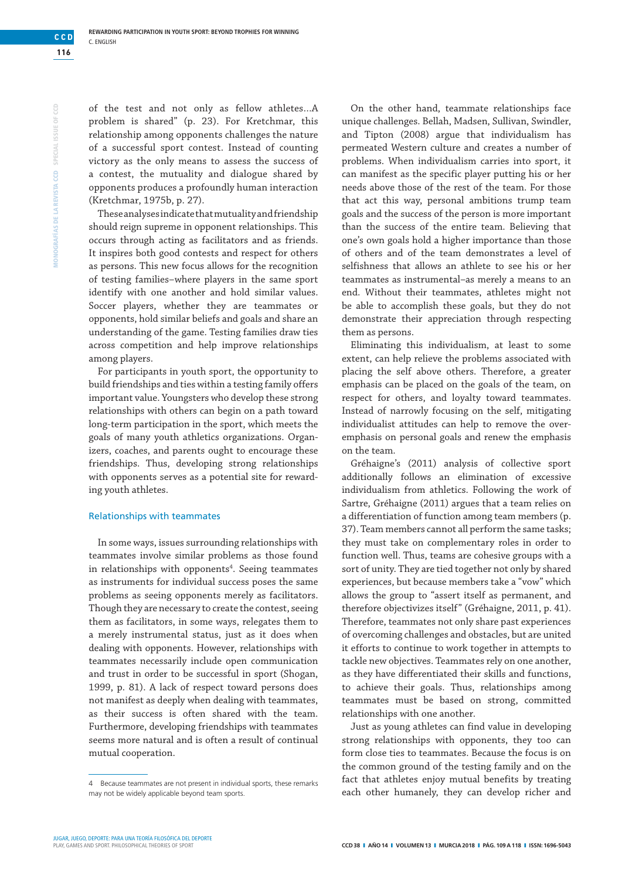of the test and not only as fellow athletes…A problem is shared" (p. 23). For Kretchmar, this relationship among opponents challenges the nature of a successful sport contest. Instead of counting victory as the only means to assess the success of a contest, the mutuality and dialogue shared by opponents produces a profoundly human interaction (Kretchmar, 1975b, p. 27).

These analyses indicate that mutuality and friendship should reign supreme in opponent relationships. This occurs through acting as facilitators and as friends. It inspires both good contests and respect for others as persons. This new focus allows for the recognition of testing families–where players in the same sport identify with one another and hold similar values. Soccer players, whether they are teammates or opponents, hold similar beliefs and goals and share an understanding of the game. Testing families draw ties across competition and help improve relationships among players.

For participants in youth sport, the opportunity to build friendships and ties within a testing family offers important value. Youngsters who develop these strong relationships with others can begin on a path toward long-term participation in the sport, which meets the goals of many youth athletics organizations. Organizers, coaches, and parents ought to encourage these friendships. Thus, developing strong relationships with opponents serves as a potential site for rewarding youth athletes.

### Relationships with teammates

In some ways, issues surrounding relationships with teammates involve similar problems as those found in relationships with opponents[4]. Seeing teammates as instruments for individual success poses the same problems as seeing opponents merely as facilitators. Though they are necessary to create the contest, seeing them as facilitators, in some ways, relegates them to a merely instrumental status, just as it does when dealing with opponents. However, relationships with teammates necessarily include open communication and trust in order to be successful in sport (Shogan, 1999, p. 81). A lack of respect toward persons does not manifest as deeply when dealing with teammates, as their success is often shared with the team. Furthermore, developing friendships with teammates seems more natural and is often a result of continual mutual cooperation.

On the other hand, teammate relationships face unique challenges. Bellah, Madsen, Sullivan, Swindler, and Tipton (2008) argue that individualism has permeated Western culture and creates a number of problems. When individualism carries into sport, it can manifest as the specific player putting his or her needs above those of the rest of the team. For those that act this way, personal ambitions trump team goals and the success of the person is more important than the success of the entire team. Believing that one's own goals hold a higher importance than those of others and of the team demonstrates a level of selfishness that allows an athlete to see his or her teammates as instrumental–as merely a means to an end. Without their teammates, athletes might not be able to accomplish these goals, but they do not demonstrate their appreciation through respecting them as persons.

Eliminating this individualism, at least to some extent, can help relieve the problems associated with placing the self above others. Therefore, a greater emphasis can be placed on the goals of the team, on respect for others, and loyalty toward teammates. Instead of narrowly focusing on the self, mitigating individualist attitudes can help to remove the over-emphasis on personal goals and renew the emphasis on the team.

Gréhaigne's (2011) analysis of collective sport additionally follows an elimination of excessive individualism from athletics. Following the work of Sartre, Gréhaigne (2011) argues that a team relies on a differentiation of function among team members (p. 37). Team members cannot all perform the same tasks; they must take on complementary roles in order to function well. Thus, teams are cohesive groups with a sort of unity. They are tied together not only by shared experiences, but because members take a "vow" which allows the group to "assert itself as permanent, and therefore objectivizes itself" (Gréhaigne, 2011, p. 41). Therefore, teammates not only share past experiences of overcoming challenges and obstacles, but are united it efforts to continue to work together in attempts to tackle new objectives. Teammates rely on one another, as they have differentiated their skills and functions, to achieve their goals. Thus, relationships among teammates must be based on strong, committed relationships with one another.

Just as young athletes can find value in developing strong relationships with opponents, they too can form close ties to teammates. Because the focus is on the common ground of the testing family and on the fact that athletes enjoy mutual benefits by treating each other humanely, they can develop richer and

---

[4] Because teammates are not present in individual sports, these remarks may not be widely applicable beyond team sports.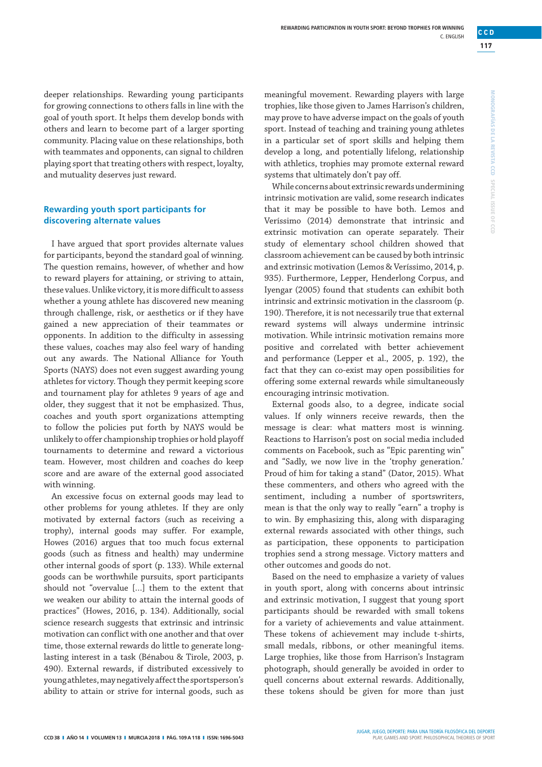deeper relationships. Rewarding young participants for growing connections to others falls in line with the goal of youth sport. It helps them develop bonds with others and learn to become part of a larger sporting community. Placing value on these relationships, both with teammates and opponents, can signal to children playing sport that treating others with respect, loyalty, and mutuality deserves just reward.

### Rewarding youth sport participants for discovering alternate values

I have argued that sport provides alternate values for participants, beyond the standard goal of winning. The question remains, however, of whether and how to reward players for attaining, or striving to attain, these values. Unlike victory, it is more difficult to assess whether a young athlete has discovered new meaning through challenge, risk, or aesthetics or if they have gained a new appreciation of their teammates or opponents. In addition to the difficulty in assessing these values, coaches may also feel wary of handing out any awards. The National Alliance for Youth Sports (NAYS) does not even suggest awarding young athletes for victory. Though they permit keeping score and tournament play for athletes 9 years of age and older, they suggest that it not be emphasized. Thus, coaches and youth sport organizations attempting to follow the policies put forth by NAYS would be unlikely to offer championship trophies or hold playoff tournaments to determine and reward a victorious team. However, most children and coaches do keep score and are aware of the external good associated with winning.

An excessive focus on external goods may lead to other problems for young athletes. If they are only motivated by external factors (such as receiving a trophy), internal goods may suffer. For example, Howes (2016) argues that too much focus external goods (such as fitness and health) may undermine other internal goods of sport (p. 133). While external goods can be worthwhile pursuits, sport participants should not "overvalue […] them to the extent that we weaken our ability to attain the internal goods of practices" (Howes, 2016, p. 134). Additionally, social science research suggests that extrinsic and intrinsic motivation can conflict with one another and that over time, those external rewards do little to generate long-lasting interest in a task (Bénabou & Tirole, 2003, p. 490). External rewards, if distributed excessively to young athletes, may negatively affect the sportsperson's ability to attain or strive for internal goods, such as meaningful movement. Rewarding players with large trophies, like those given to James Harrison's children, may prove to have adverse impact on the goals of youth sport. Instead of teaching and training young athletes in a particular set of sport skills and helping them develop a long, and potentially lifelong, relationship with athletics, trophies may promote external reward systems that ultimately don't pay off.

While concerns about extrinsic rewards undermining intrinsic motivation are valid, some research indicates that it may be possible to have both. Lemos and Veríssimo (2014) demonstrate that intrinsic and extrinsic motivation can operate separately. Their study of elementary school children showed that classroom achievement can be caused by both intrinsic and extrinsic motivation (Lemos & Veríssimo, 2014, p. 935). Furthermore, Lepper, Henderlong Corpus, and Iyengar (2005) found that students can exhibit both intrinsic and extrinsic motivation in the classroom (p. 190). Therefore, it is not necessarily true that external reward systems will always undermine intrinsic motivation. While intrinsic motivation remains more positive and correlated with better achievement and performance (Lepper et al., 2005, p. 192), the fact that they can co-exist may open possibilities for offering some external rewards while simultaneously encouraging intrinsic motivation.

External goods also, to a degree, indicate social values. If only winners receive rewards, then the message is clear: what matters most is winning. Reactions to Harrison's post on social media included comments on Facebook, such as "Epic parenting win" and "Sadly, we now live in the 'trophy generation.' Proud of him for taking a stand" (Dator, 2015). What these commenters, and others who agreed with the sentiment, including a number of sportswriters, mean is that the only way to really "earn" a trophy is to win. By emphasizing this, along with disparaging external rewards associated with other things, such as participation, these opponents to participation trophies send a strong message. Victory matters and other outcomes and goods do not.

Based on the need to emphasize a variety of values in youth sport, along with concerns about intrinsic and extrinsic motivation, I suggest that young sport participants should be rewarded with small tokens for a variety of achievements and value attainment. These tokens of achievement may include t-shirts, small medals, ribbons, or other meaningful items. Large trophies, like those from Harrison's Instagram photograph, should generally be avoided in order to quell concerns about external rewards. Additionally, these tokens should be given for more than just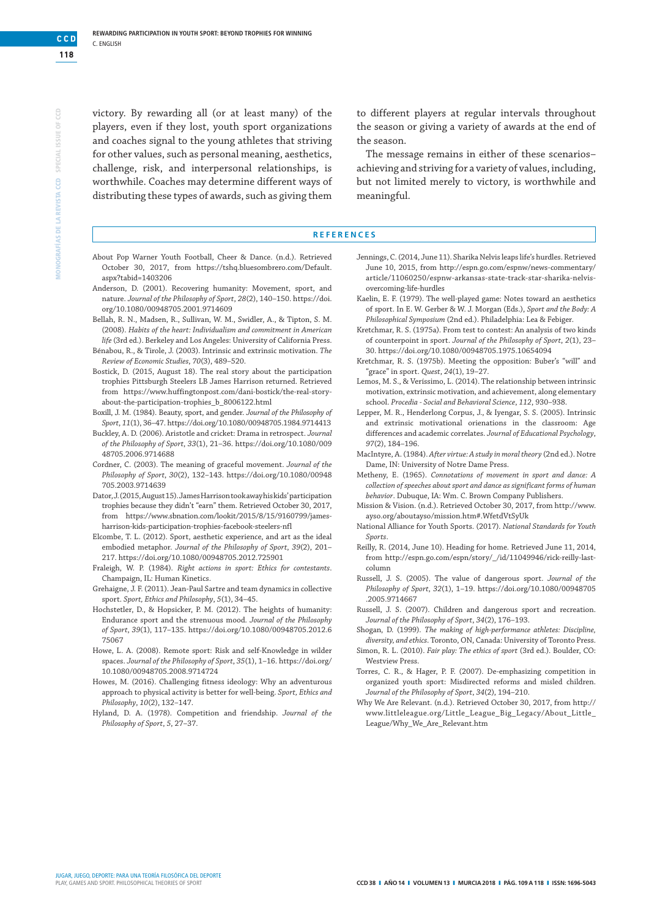victory. By rewarding all (or at least many) of the players, even if they lost, youth sport organizations and coaches signal to the young athletes that striving for other values, such as personal meaning, aesthetics, challenge, risk, and interpersonal relationships, is worthwhile. Coaches may determine different ways of distributing these types of awards, such as giving them to different players at regular intervals throughout the season or giving a variety of awards at the end of the season.

The message remains in either of these scenarios– achieving and striving for a variety of values, including, but not limited merely to victory, is worthwhile and meaningful.

## REFERENCES

About Pop Warner Youth Football, Cheer & Dance. (n.d.). Retrieved October 30, 2017, from https://tshq.bluesombrero.com/Default.aspx?tabid=1403206

Anderson, D. (2001). Recovering humanity: Movement, sport, and nature. *Journal of the Philosophy of Sport*, *28*(2), 140–150. https://doi.org/10.1080/00948705.2001.9714609

Bellah, R. N., Madsen, R., Sullivan, W. M., Swidler, A., & Tipton, S. M. (2008). *Habits of the heart: Individualism and commitment in American life* (3rd ed.). Berkeley and Los Angeles: University of California Press.

Bénabou, R., & Tirole, J. (2003). Intrinsic and extrinsic motivation. *The Review of Economic Studies*, *70*(3), 489–520.

Bostick, D. (2015, August 18). The real story about the participation trophies Pittsburgh Steelers LB James Harrison returned. Retrieved from https://www.huffingtonpost.com/dani-bostick/the-real-story-about-the-participation-trophies_b_8006122.html

Boxill, J. M. (1984). Beauty, sport, and gender. *Journal of the Philosophy of Sport*, *11*(1), 36–47. https://doi.org/10.1080/00948705.1984.9714413

Buckley, A. D. (2006). Aristotle and cricket: Drama in retrospect. *Journal of the Philosophy of Sport*, *33*(1), 21–36. https://doi.org/10.1080/00948705.2006.9714688

Cordner, C. (2003). The meaning of graceful movement. *Journal of the Philosophy of Sport*, *30*(2), 132–143. https://doi.org/10.1080/00948705.2003.9714639

Dator, J. (2015, August 15). James Harrison took away his kids' participation trophies because they didn't "earn" them. Retrieved October 30, 2017, from https://www.sbnation.com/lookit/2015/8/15/9160799/james-harrison-kids-participation-trophies-facebook-steelers-nfl

Elcombe, T. L. (2012). Sport, aesthetic experience, and art as the ideal embodied metaphor. *Journal of the Philosophy of Sport*, *39*(2), 201–217. https://doi.org/10.1080/00948705.2012.725901

Fraleigh, W. P. (1984). *Right actions in sport: Ethics for contestants*. Champaign, IL: Human Kinetics.

Grehaigne, J. F. (2011). Jean-Paul Sartre and team dynamics in collective sport. *Sport, Ethics and Philosophy*, *5*(1), 34–45.

Hochstetler, D., & Hopsicker, P. M. (2012). The heights of humanity: Endurance sport and the strenuous mood. *Journal of the Philosophy of Sport*, *39*(1), 117–135. https://doi.org/10.1080/00948705.2012.675067

Howe, L. A. (2008). Remote sport: Risk and self-Knowledge in wilder spaces. *Journal of the Philosophy of Sport*, *35*(1), 1–16. https://doi.org/10.1080/00948705.2008.9714724

Howes, M. (2016). Challenging fitness ideology: Why an adventurous approach to physical activity is better for well-being. *Sport, Ethics and Philosophy*, *10*(2), 132–147.

Hyland, D. A. (1978). Competition and friendship. *Journal of the Philosophy of Sport*, *5*, 27–37.

Jennings, C. (2014, June 11). Sharika Nelvis leaps life's hurdles. Retrieved June 10, 2015, from http://espn.go.com/espnw/news-commentary/article/11060250/espnw-arkansas-state-track-star-sharika-nelvis-overcoming-life-hurdles

Kaelin, E. F. (1979). The well-played game: Notes toward an aesthetics of sport. In E. W. Gerber & W. J. Morgan (Eds.), *Sport and the Body: A Philosophical Symposium* (2nd ed.). Philadelphia: Lea & Febiger.

Kretchmar, R. S. (1975a). From test to contest: An analysis of two kinds of counterpoint in sport. *Journal of the Philosophy of Sport*, *2*(1), 23–30. https://doi.org/10.1080/00948705.1975.10654094

Kretchmar, R. S. (1975b). Meeting the opposition: Buber's "will" and "grace" in sport. *Quest*, *24*(1), 19–27.

Lemos, M. S., & Veríssimo, L. (2014). The relationship between intrinsic motivation, extrinsic motivation, and achievement, along elementary school. *Procedia - Social and Behavioral Science*, *112*, 930–938.

Lepper, M. R., Henderlong Corpus, J., & Iyengar, S. S. (2005). Intrinsic and extrinsic motivational orienations in the classroom: Age differences and academic correlates. *Journal of Educational Psychology*, *97*(2), 184–196.

MacIntyre, A. (1984). *After virtue: A study in moral theory* (2nd ed.). Notre Dame, IN: University of Notre Dame Press.

Metheny, E. (1965). *Connotations of movement in sport and dance: A collection of speeches about sport and dance as significant forms of human behavior*. Dubuque, IA: Wm. C. Brown Company Publishers.

Mission & Vision. (n.d.). Retrieved October 30, 2017, from http://www.ayso.org/aboutayso/mission.htm#.WfetdVtSyUk

National Alliance for Youth Sports. (2017). *National Standards for Youth Sports*.

Reilly, R. (2014, June 10). Heading for home. Retrieved June 11, 2014, from http://espn.go.com/espn/story/_/id/11049946/rick-reilly-last-column

Russell, J. S. (2005). The value of dangerous sport. *Journal of the Philosophy of Sport*, *32*(1), 1–19. https://doi.org/10.1080/00948705.2005.9714667

Russell, J. S. (2007). Children and dangerous sport and recreation. *Journal of the Philosophy of Sport*, *34*(2), 176–193.

Shogan, D. (1999). *The making of high-performance athletes: Discipline, diversity, and ethics*. Toronto, ON, Canada: University of Toronto Press.

Simon, R. L. (2010). *Fair play: The ethics of sport* (3rd ed.). Boulder, CO: Westview Press.

Torres, C. R., & Hager, P. F. (2007). De-emphasizing competition in organized youth sport: Misdirected reforms and misled children. *Journal of the Philosophy of Sport*, *34*(2), 194–210.

Why We Are Relevant. (n.d.). Retrieved October 30, 2017, from http://www.littleleague.org/Little_League_Big_Legacy/About_Little_League/Why_We_Are_Relevant.htm